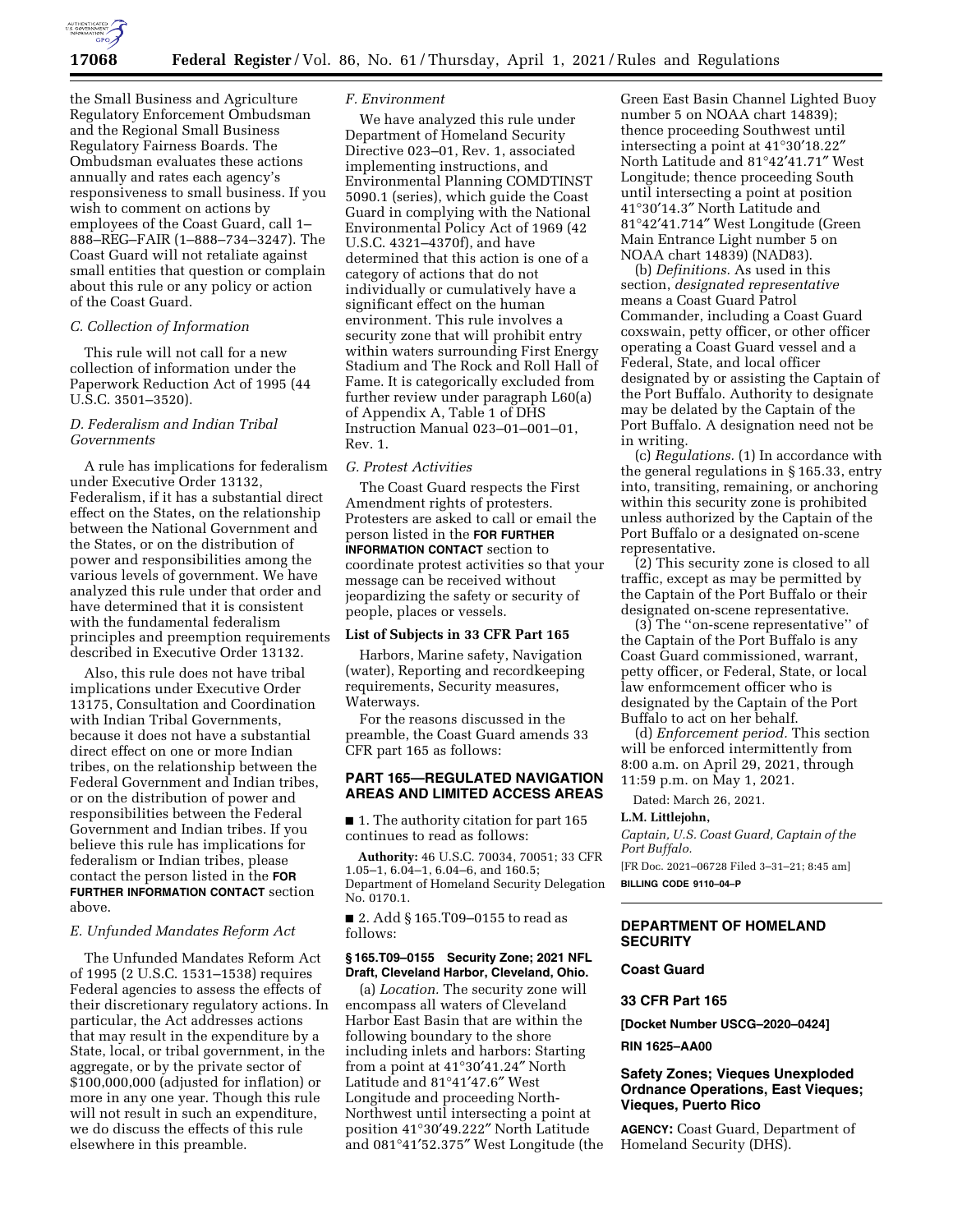the Small Business and Agriculture Regulatory Enforcement Ombudsman and the Regional Small Business Regulatory Fairness Boards. The Ombudsman evaluates these actions annually and rates each agency's responsiveness to small business. If you wish to comment on actions by employees of the Coast Guard, call 1–888–REG–FAIR (1–888–734–3247). The Coast Guard will not retaliate against small entities that question or complain about this rule or any policy or action of the Coast Guard.

### *C. Collection of Information*

This rule will not call for a new collection of information under the Paperwork Reduction Act of 1995 (44 U.S.C. 3501–3520).

### *D. Federalism and Indian Tribal Governments*

A rule has implications for federalism under Executive Order 13132, Federalism, if it has a substantial direct effect on the States, on the relationship between the National Government and the States, or on the distribution of power and responsibilities among the various levels of government. We have analyzed this rule under that order and have determined that it is consistent with the fundamental federalism principles and preemption requirements described in Executive Order 13132.

Also, this rule does not have tribal implications under Executive Order 13175, Consultation and Coordination with Indian Tribal Governments, because it does not have a substantial direct effect on one or more Indian tribes, on the relationship between the Federal Government and Indian tribes, or on the distribution of power and responsibilities between the Federal Government and Indian tribes. If you believe this rule has implications for federalism or Indian tribes, please contact the person listed in the **FOR FURTHER INFORMATION CONTACT** section above.

### *E. Unfunded Mandates Reform Act*

The Unfunded Mandates Reform Act of 1995 (2 U.S.C. 1531–1538) requires Federal agencies to assess the effects of their discretionary regulatory actions. In particular, the Act addresses actions that may result in the expenditure by a State, local, or tribal government, in the aggregate, or by the private sector of $100,000,000 (adjusted for inflation) or more in any one year. Though this rule will not result in such an expenditure, we do discuss the effects of this rule elsewhere in this preamble.

### *F. Environment*

We have analyzed this rule under Department of Homeland Security Directive 023–01, Rev. 1, associated implementing instructions, and Environmental Planning COMDTINST 5090.1 (series), which guide the Coast Guard in complying with the National Environmental Policy Act of 1969 (42 U.S.C. 4321–4370f), and have determined that this action is one of a category of actions that do not individually or cumulatively have a significant effect on the human environment. This rule involves a security zone that will prohibit entry within waters surrounding First Energy Stadium and The Rock and Roll Hall of Fame. It is categorically excluded from further review under paragraph L60(a) of Appendix A, Table 1 of DHS Instruction Manual 023–01–001–01, Rev. 1.

### *G. Protest Activities*

The Coast Guard respects the First Amendment rights of protesters. Protesters are asked to call or email the person listed in the **FOR FURTHER INFORMATION CONTACT** section to coordinate protest activities so that your message can be received without jeopardizing the safety or security of people, places or vessels.

### List of Subjects in 33 CFR Part 165

Harbors, Marine safety, Navigation (water), Reporting and recordkeeping requirements, Security measures, Waterways.

For the reasons discussed in the preamble, the Coast Guard amends 33 CFR part 165 as follows:

## PART 165—REGULATED NAVIGATION AREAS AND LIMITED ACCESS AREAS

■ 1. The authority citation for part 165 continues to read as follows:

**Authority:** 46 U.S.C. 70034, 70051; 33 CFR 1.05–1, 6.04–1, 6.04–6, and 160.5; Department of Homeland Security Delegation No. 0170.1.

■ 2. Add § 165.T09–0155 to read as follows:

### § 165.T09–0155 Security Zone; 2021 NFL Draft, Cleveland Harbor, Cleveland, Ohio.

(a) *Location.* The security zone will encompass all waters of Cleveland Harbor East Basin that are within the following boundary to the shore including inlets and harbors: Starting from a point at 41°30′41.24″ North Latitude and 81°41′47.6″ West Longitude and proceeding North-Northwest until intersecting a point at position 41°30′49.222″ North Latitude and 081°41′52.375″ West Longitude (the Green East Basin Channel Lighted Buoy number 5 on NOAA chart 14839); thence proceeding Southwest until intersecting a point at 41°30′18.22″ North Latitude and 81°42′41.71″ West Longitude; thence proceeding South until intersecting a point at position 41°30′14.3″ North Latitude and 81°42′41.714″ West Longitude (Green Main Entrance Light number 5 on NOAA chart 14839) (NAD83).

(b) *Definitions.* As used in this section, *designated representative* means a Coast Guard Patrol Commander, including a Coast Guard coxswain, petty officer, or other officer operating a Coast Guard vessel and a Federal, State, and local officer designated by or assisting the Captain of the Port Buffalo. Authority to designate may be delated by the Captain of the Port Buffalo. A designation need not be in writing.

(c) *Regulations.* (1) In accordance with the general regulations in § 165.33, entry into, transiting, remaining, or anchoring within this security zone is prohibited unless authorized by the Captain of the Port Buffalo or a designated on-scene representative.

(2) This security zone is closed to all traffic, except as may be permitted by the Captain of the Port Buffalo or their designated on-scene representative.

(3) The ''on-scene representative'' of the Captain of the Port Buffalo is any Coast Guard commissioned, warrant, petty officer, or Federal, State, or local law enformcement officer who is designated by the Captain of the Port Buffalo to act on her behalf.

(d) *Enforcement period.* This section will be enforced intermittently from 8:00 a.m. on April 29, 2021, through 11:59 p.m. on May 1, 2021.

Dated: March 26, 2021.

**L.M. Littlejohn,**

*Captain, U.S. Coast Guard, Captain of the Port Buffalo.*

[FR Doc. 2021–06728 Filed 3–31–21; 8:45 am]

**BILLING CODE 9110–04–P**

---

## DEPARTMENT OF HOMELAND SECURITY

## Coast Guard

## 33 CFR Part 165

**[Docket Number USCG–2020–0424]**

**RIN 1625–AA00**

## Safety Zones; Vieques Unexploded Ordnance Operations, East Vieques; Vieques, Puerto Rico

**AGENCY:** Coast Guard, Department of Homeland Security (DHS).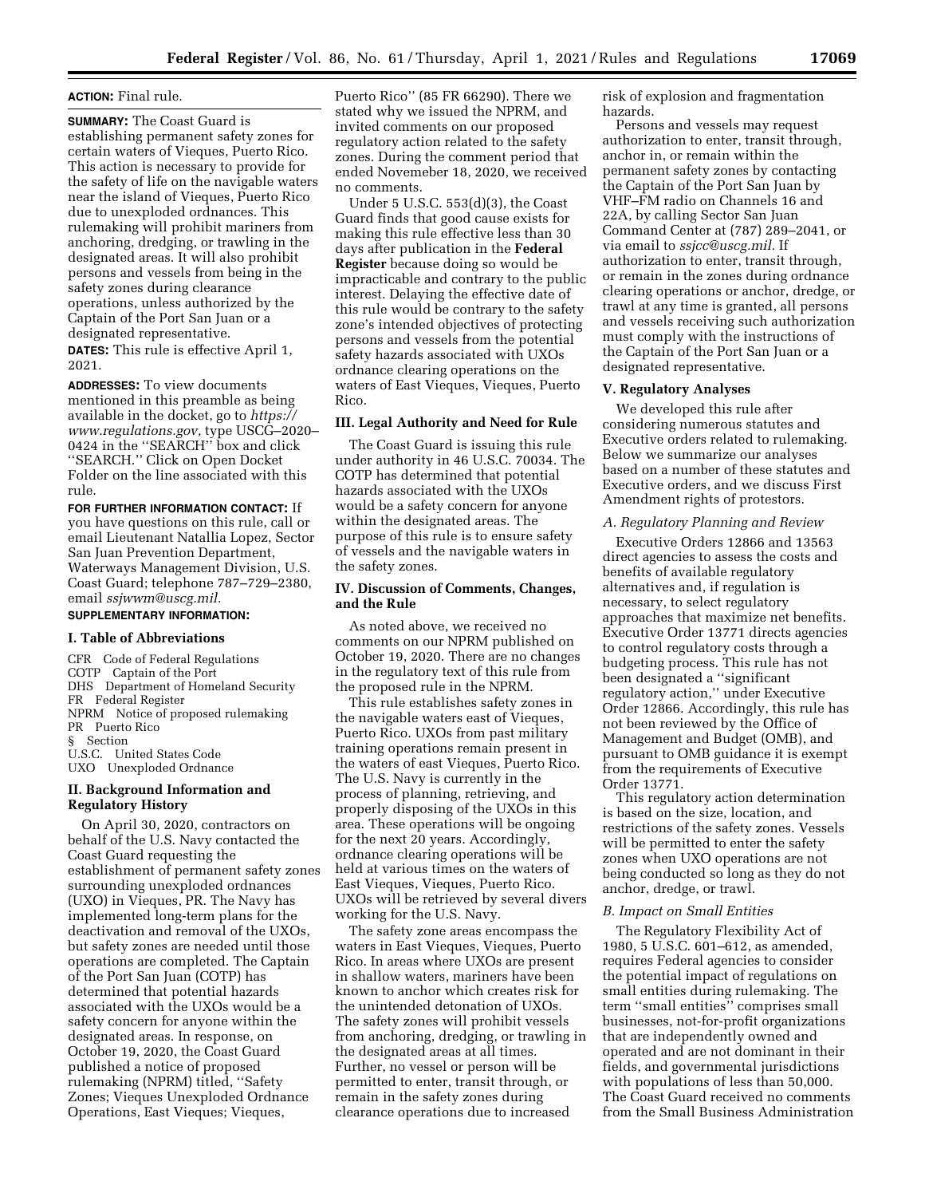**ACTION:** Final rule.

**SUMMARY:** The Coast Guard is establishing permanent safety zones for certain waters of Vieques, Puerto Rico. This action is necessary to provide for the safety of life on the navigable waters near the island of Vieques, Puerto Rico due to unexploded ordnances. This rulemaking will prohibit mariners from anchoring, dredging, or trawling in the designated areas. It will also prohibit persons and vessels from being in the safety zones during clearance operations, unless authorized by the Captain of the Port San Juan or a designated representative.

**DATES:** This rule is effective April 1, 2021.

**ADDRESSES:** To view documents mentioned in this preamble as being available in the docket, go to *https://www.regulations.gov,* type USCG–2020–0424 in the ''SEARCH'' box and click ''SEARCH.'' Click on Open Docket Folder on the line associated with this rule.

**FOR FURTHER INFORMATION CONTACT:** If you have questions on this rule, call or email Lieutenant Natallia Lopez, Sector San Juan Prevention Department, Waterways Management Division, U.S. Coast Guard; telephone 787–729–2380, email *ssjwwm@uscg.mil.*

**SUPPLEMENTARY INFORMATION:**

## I. Table of Abbreviations

CFR Code of Federal Regulations
COTP Captain of the Port
DHS Department of Homeland Security
FR Federal Register
NPRM Notice of proposed rulemaking
PR Puerto Rico
§ Section
U.S.C. United States Code
UXO Unexploded Ordnance

## II. Background Information and Regulatory History

On April 30, 2020, contractors on behalf of the U.S. Navy contacted the Coast Guard requesting the establishment of permanent safety zones surrounding unexploded ordnances (UXO) in Vieques, PR. The Navy has implemented long-term plans for the deactivation and removal of the UXOs, but safety zones are needed until those operations are completed. The Captain of the Port San Juan (COTP) has determined that potential hazards associated with the UXOs would be a safety concern for anyone within the designated areas. In response, on October 19, 2020, the Coast Guard published a notice of proposed rulemaking (NPRM) titled, ''Safety Zones; Vieques Unexploded Ordnance Operations, East Vieques; Vieques, Puerto Rico'' (85 FR 66290). There we stated why we issued the NPRM, and invited comments on our proposed regulatory action related to the safety zones. During the comment period that ended Novemeber 18, 2020, we received no comments.

Under 5 U.S.C. 553(d)(3), the Coast Guard finds that good cause exists for making this rule effective less than 30 days after publication in the **Federal Register** because doing so would be impracticable and contrary to the public interest. Delaying the effective date of this rule would be contrary to the safety zone's intended objectives of protecting persons and vessels from the potential safety hazards associated with UXOs ordnance clearing operations on the waters of East Vieques, Vieques, Puerto Rico.

## III. Legal Authority and Need for Rule

The Coast Guard is issuing this rule under authority in 46 U.S.C. 70034. The COTP has determined that potential hazards associated with the UXOs would be a safety concern for anyone within the designated areas. The purpose of this rule is to ensure safety of vessels and the navigable waters in the safety zones.

## IV. Discussion of Comments, Changes, and the Rule

As noted above, we received no comments on our NPRM published on October 19, 2020. There are no changes in the regulatory text of this rule from the proposed rule in the NPRM.

This rule establishes safety zones in the navigable waters east of Vieques, Puerto Rico. UXOs from past military training operations remain present in the waters of east Vieques, Puerto Rico. The U.S. Navy is currently in the process of planning, retrieving, and properly disposing of the UXOs in this area. These operations will be ongoing for the next 20 years. Accordingly, ordnance clearing operations will be held at various times on the waters of East Vieques, Vieques, Puerto Rico. UXOs will be retrieved by several divers working for the U.S. Navy.

The safety zone areas encompass the waters in East Vieques, Vieques, Puerto Rico. In areas where UXOs are present in shallow waters, mariners have been known to anchor which creates risk for the unintended detonation of UXOs. The safety zones will prohibit vessels from anchoring, dredging, or trawling in the designated areas at all times. Further, no vessel or person will be permitted to enter, transit through, or remain in the safety zones during clearance operations due to increased risk of explosion and fragmentation hazards.

Persons and vessels may request authorization to enter, transit through, anchor in, or remain within the permanent safety zones by contacting the Captain of the Port San Juan by VHF–FM radio on Channels 16 and 22A, by calling Sector San Juan Command Center at (787) 289–2041, or via email to *ssjcc@uscg.mil.* If authorization to enter, transit through, or remain in the zones during ordnance clearing operations or anchor, dredge, or trawl at any time is granted, all persons and vessels receiving such authorization must comply with the instructions of the Captain of the Port San Juan or a designated representative.

## V. Regulatory Analyses

We developed this rule after considering numerous statutes and Executive orders related to rulemaking. Below we summarize our analyses based on a number of these statutes and Executive orders, and we discuss First Amendment rights of protestors.

### *A. Regulatory Planning and Review*

Executive Orders 12866 and 13563 direct agencies to assess the costs and benefits of available regulatory alternatives and, if regulation is necessary, to select regulatory approaches that maximize net benefits. Executive Order 13771 directs agencies to control regulatory costs through a budgeting process. This rule has not been designated a ''significant regulatory action,'' under Executive Order 12866. Accordingly, this rule has not been reviewed by the Office of Management and Budget (OMB), and pursuant to OMB guidance it is exempt from the requirements of Executive Order 13771.

This regulatory action determination is based on the size, location, and restrictions of the safety zones. Vessels will be permitted to enter the safety zones when UXO operations are not being conducted so long as they do not anchor, dredge, or trawl.

### *B. Impact on Small Entities*

The Regulatory Flexibility Act of 1980, 5 U.S.C. 601–612, as amended, requires Federal agencies to consider the potential impact of regulations on small entities during rulemaking. The term ''small entities'' comprises small businesses, not-for-profit organizations that are independently owned and operated and are not dominant in their fields, and governmental jurisdictions with populations of less than 50,000. The Coast Guard received no comments from the Small Business Administration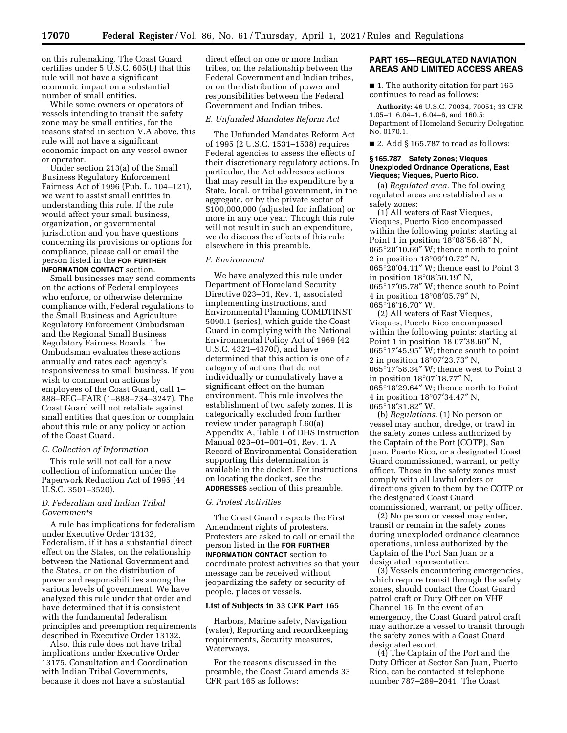on this rulemaking. The Coast Guard certifies under 5 U.S.C. 605(b) that this rule will not have a significant economic impact on a substantial number of small entities.

While some owners or operators of vessels intending to transit the safety zone may be small entities, for the reasons stated in section V.A above, this rule will not have a significant economic impact on any vessel owner or operator.

Under section 213(a) of the Small Business Regulatory Enforcement Fairness Act of 1996 (Pub. L. 104–121), we want to assist small entities in understanding this rule. If the rule would affect your small business, organization, or governmental jurisdiction and you have questions concerning its provisions or options for compliance, please call or email the person listed in the **FOR FURTHER INFORMATION CONTACT** section.

Small businesses may send comments on the actions of Federal employees who enforce, or otherwise determine compliance with, Federal regulations to the Small Business and Agriculture Regulatory Enforcement Ombudsman and the Regional Small Business Regulatory Fairness Boards. The Ombudsman evaluates these actions annually and rates each agency's responsiveness to small business. If you wish to comment on actions by employees of the Coast Guard, call 1–888–REG–FAIR (1–888–734–3247). The Coast Guard will not retaliate against small entities that question or complain about this rule or any policy or action of the Coast Guard.

### C. Collection of Information

This rule will not call for a new collection of information under the Paperwork Reduction Act of 1995 (44 U.S.C. 3501–3520).

### D. Federalism and Indian Tribal Governments

A rule has implications for federalism under Executive Order 13132, Federalism, if it has a substantial direct effect on the States, on the relationship between the National Government and the States, or on the distribution of power and responsibilities among the various levels of government. We have analyzed this rule under that order and have determined that it is consistent with the fundamental federalism principles and preemption requirements described in Executive Order 13132.

Also, this rule does not have tribal implications under Executive Order 13175, Consultation and Coordination with Indian Tribal Governments, because it does not have a substantial direct effect on one or more Indian tribes, on the relationship between the Federal Government and Indian tribes, or on the distribution of power and responsibilities between the Federal Government and Indian tribes.

### E. Unfunded Mandates Reform Act

The Unfunded Mandates Reform Act of 1995 (2 U.S.C. 1531–1538) requires Federal agencies to assess the effects of their discretionary regulatory actions. In particular, the Act addresses actions that may result in the expenditure by a State, local, or tribal government, in the aggregate, or by the private sector of $100,000,000 (adjusted for inflation) or more in any one year. Though this rule will not result in such an expenditure, we do discuss the effects of this rule elsewhere in this preamble.

### F. Environment

We have analyzed this rule under Department of Homeland Security Directive 023–01, Rev. 1, associated implementing instructions, and Environmental Planning COMDTINST 5090.1 (series), which guide the Coast Guard in complying with the National Environmental Policy Act of 1969 (42 U.S.C. 4321–4370f), and have determined that this action is one of a category of actions that do not individually or cumulatively have a significant effect on the human environment. This rule involves the establishment of two safety zones. It is categorically excluded from further review under paragraph L60(a) Appendix A, Table 1 of DHS Instruction Manual 023–01–001–01, Rev. 1. A Record of Environmental Consideration supporting this determination is available in the docket. For instructions on locating the docket, see the **ADDRESSES** section of this preamble.

### G. Protest Activities

The Coast Guard respects the First Amendment rights of protesters. Protesters are asked to call or email the person listed in the **FOR FURTHER INFORMATION CONTACT** section to coordinate protest activities so that your message can be received without jeopardizing the safety or security of people, places or vessels.

## List of Subjects in 33 CFR Part 165

Harbors, Marine safety, Navigation (water), Reporting and recordkeeping requirements, Security measures, Waterways.

For the reasons discussed in the preamble, the Coast Guard amends 33 CFR part 165 as follows:

## PART 165—REGULATED NAVIATION AREAS AND LIMITED ACCESS AREAS

■ 1. The authority citation for part 165 continues to read as follows:

**Authority:** 46 U.S.C. 70034, 70051; 33 CFR 1.05–1, 6.04–1, 6.04–6, and 160.5; Department of Homeland Security Delegation No. 0170.1.

■ 2. Add § 165.787 to read as follows:

### § 165.787 Safety Zones; Vieques Unexploded Ordnance Operations, East Vieques; Vieques, Puerto Rico.

(a) *Regulated area.* The following regulated areas are established as a safety zones:

(1) All waters of East Vieques, Vieques, Puerto Rico encompassed within the following points: starting at Point 1 in position 18°08′56.48″ N, 065°20′10.69″ W; thence north to point 2 in position 18°09′10.72″ N, 065°20′04.11″ W; thence east to Point 3 in position 18°08′50.19″ N, 065°17′05.78″ W; thence south to Point 4 in position 18°08′05.79″ N, 065°16′16.70″ W.

(2) All waters of East Vieques, Vieques, Puerto Rico encompassed within the following points: starting at Point 1 in position 18 07′38.60″ N, 065°17′45.95″ W; thence south to point 2 in position 18°07′23.73″ N, 065°17′58.34″ W; thence west to Point 3 in position 18°07′18.77″ N, 065°18′29.64″ W; thence north to Point 4 in position 18°07′34.47″ N, 065°18′31.82″ W.

(b) *Regulations.* (1) No person or vessel may anchor, dredge, or trawl in the safety zones unless authorized by the Captain of the Port (COTP), San Juan, Puerto Rico, or a designated Coast Guard commissioned, warrant, or petty officer. Those in the safety zones must comply with all lawful orders or directions given to them by the COTP or the designated Coast Guard commissioned, warrant, or petty officer.

(2) No person or vessel may enter, transit or remain in the safety zones during unexploded ordnance clearance operations, unless authorized by the Captain of the Port San Juan or a designated representative.

(3) Vessels encountering emergencies, which require transit through the safety zones, should contact the Coast Guard patrol craft or Duty Officer on VHF Channel 16. In the event of an emergency, the Coast Guard patrol craft may authorize a vessel to transit through the safety zones with a Coast Guard designated escort.

(4) The Captain of the Port and the Duty Officer at Sector San Juan, Puerto Rico, can be contacted at telephone number 787–289–2041. The Coast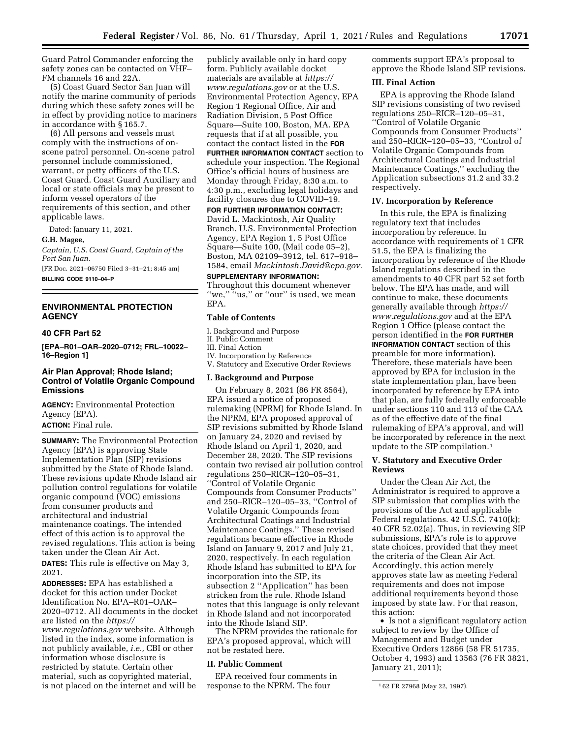Guard Patrol Commander enforcing the safety zones can be contacted on VHF–FM channels 16 and 22A.

(5) Coast Guard Sector San Juan will notify the marine community of periods during which these safety zones will be in effect by providing notice to mariners in accordance with § 165.7.

(6) All persons and vessels must comply with the instructions of on-scene patrol personnel. On-scene patrol personnel include commissioned, warrant, or petty officers of the U.S. Coast Guard. Coast Guard Auxiliary and local or state officials may be present to inform vessel operators of the requirements of this section, and other applicable laws.

Dated: January 11, 2021.

**G.H. Magee,**

*Captain, U.S. Coast Guard, Captain of the Port San Juan.*

[FR Doc. 2021–06750 Filed 3–31–21; 8:45 am]

**BILLING CODE 9110–04–P**

## ENVIRONMENTAL PROTECTION AGENCY

### 40 CFR Part 52

**[EPA–R01–OAR–2020–0712; FRL–10022–16–Region 1]**

### Air Plan Approval; Rhode Island; Control of Volatile Organic Compound Emissions

**AGENCY:** Environmental Protection Agency (EPA).

**ACTION:** Final rule.

**SUMMARY:** The Environmental Protection Agency (EPA) is approving State Implementation Plan (SIP) revisions submitted by the State of Rhode Island. These revisions update Rhode Island air pollution control regulations for volatile organic compound (VOC) emissions from consumer products and architectural and industrial maintenance coatings. The intended effect of this action is to approval the revised regulations. This action is being taken under the Clean Air Act.

**DATES:** This rule is effective on May 3, 2021.

**ADDRESSES:** EPA has established a docket for this action under Docket Identification No. EPA–R01–OAR–2020–0712. All documents in the docket are listed on the *https://www.regulations.gov* website. Although listed in the index, some information is not publicly available, *i.e.,* CBI or other information whose disclosure is restricted by statute. Certain other material, such as copyrighted material, is not placed on the internet and will be publicly available only in hard copy form. Publicly available docket materials are available at *https://www.regulations.gov* or at the U.S. Environmental Protection Agency, EPA Region 1 Regional Office, Air and Radiation Division, 5 Post Office Square—Suite 100, Boston, MA. EPA requests that if at all possible, you contact the contact listed in the **FOR FURTHER INFORMATION CONTACT** section to schedule your inspection. The Regional Office's official hours of business are Monday through Friday, 8:30 a.m. to 4:30 p.m., excluding legal holidays and facility closures due to COVID–19.

**FOR FURTHER INFORMATION CONTACT:** David L. Mackintosh, Air Quality Branch, U.S. Environmental Protection Agency, EPA Region 1, 5 Post Office Square—Suite 100, (Mail code 05–2), Boston, MA 02109–3912, tel. 617–918–1584, email *Mackintosh.David@epa.gov.*

**SUPPLEMENTARY INFORMATION:** Throughout this document whenever "we," "us," or "our" is used, we mean EPA.

**Table of Contents**

I. Background and Purpose
II. Public Comment
III. Final Action
IV. Incorporation by Reference
V. Statutory and Executive Order Reviews

#### I. Background and Purpose

On February 8, 2021 (86 FR 8564), EPA issued a notice of proposed rulemaking (NPRM) for Rhode Island. In the NPRM, EPA proposed approval of SIP revisions submitted by Rhode Island on January 24, 2020 and revised by Rhode Island on April 1, 2020, and December 28, 2020. The SIP revisions contain two revised air pollution control regulations 250–RICR–120–05–31, "Control of Volatile Organic Compounds from Consumer Products" and 250–RICR–120–05–33, "Control of Volatile Organic Compounds from Architectural Coatings and Industrial Maintenance Coatings." These revised regulations became effective in Rhode Island on January 9, 2017 and July 21, 2020, respectively. In each regulation Rhode Island has submitted to EPA for incorporation into the SIP, its subsection 2 "Application" has been stricken from the rule. Rhode Island notes that this language is only relevant in Rhode Island and not incorporated into the Rhode Island SIP.

The NPRM provides the rationale for EPA's proposed approval, which will not be restated here.

#### II. Public Comment

EPA received four comments in response to the NPRM. The four comments support EPA's proposal to approve the Rhode Island SIP revisions.

#### III. Final Action

EPA is approving the Rhode Island SIP revisions consisting of two revised regulations 250–RICR–120–05–31, "Control of Volatile Organic Compounds from Consumer Products" and 250–RICR–120–05–33, "Control of Volatile Organic Compounds from Architectural Coatings and Industrial Maintenance Coatings," excluding the Application subsections 31.2 and 33.2 respectively.

#### IV. Incorporation by Reference

In this rule, the EPA is finalizing regulatory text that includes incorporation by reference. In accordance with requirements of 1 CFR 51.5, the EPA is finalizing the incorporation by reference of the Rhode Island regulations described in the amendments to 40 CFR part 52 set forth below. The EPA has made, and will continue to make, these documents generally available through *https://www.regulations.gov* and at the EPA Region 1 Office (please contact the person identified in the **FOR FURTHER INFORMATION CONTACT** section of this preamble for more information). Therefore, these materials have been approved by EPA for inclusion in the state implementation plan, have been incorporated by reference by EPA into that plan, are fully federally enforceable under sections 110 and 113 of the CAA as of the effective date of the final rulemaking of EPA's approval, and will be incorporated by reference in the next update to the SIP compilation.[1]

#### V. Statutory and Executive Order Reviews

Under the Clean Air Act, the Administrator is required to approve a SIP submission that complies with the provisions of the Act and applicable Federal regulations. 42 U.S.C. 7410(k); 40 CFR 52.02(a). Thus, in reviewing SIP submissions, EPA's role is to approve state choices, provided that they meet the criteria of the Clean Air Act. Accordingly, this action merely approves state law as meeting Federal requirements and does not impose additional requirements beyond those imposed by state law. For that reason, this action:

- Is not a significant regulatory action subject to review by the Office of Management and Budget under Executive Orders 12866 (58 FR 51735, October 4, 1993) and 13563 (76 FR 3821, January 21, 2011);

[1] 62 FR 27968 (May 22, 1997).